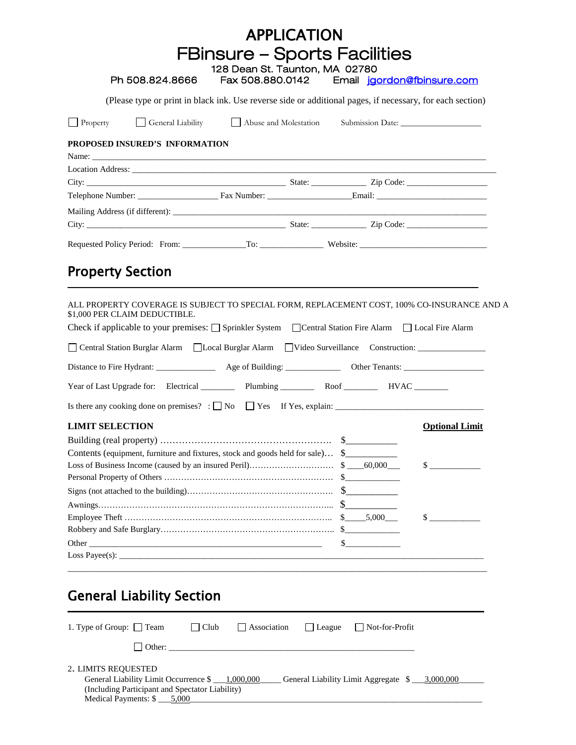# APPLICATION

# FBinsure – Sports Facilities

128 Dean St. Taunton, MA 02780

Ph 508.824.8666 Fax 508.880.0142 Email jgordon@fbinsure.com

(Please type or print in black ink. Use reverse side or additional pages, if necessary, for each section)

☐ Property ☐ General Liability ☐ Abuse and Molestation Submission Date: ___________________

**PROPOSED INSURED'S INFORMATION**

Name: ______________________________________________________________________________

Location Address: _______________________________________________________________________

City: _____________________________________________ State: _____________ Zip Code: ___________________

Telephone Number: __________________ Fax Number: ___________________Email: _________________________

Mailing Address (if different): _____________________________________________________________

City: _____________________________________________ State: _____________ Zip Code: ___________________

Requested Policy Period: From: ______________To: ______________ Website: _____________________________

## Property Section

ALL PROPERTY COVERAGE IS SUBJECT TO SPECIAL FORM, REPLACEMENT COST, 100% CO-INSURANCE AND A $1,000 PER CLAIM DEDUCTIBLE.

Check if applicable to your premises: ☐ Sprinkler System ☐ Central Station Fire Alarm ☐ Local Fire Alarm

☐ Central Station Burglar Alarm ☐ Local Burglar Alarm ☐ Video Surveillance Construction: _______________

Distance to Fire Hydrant: ______________ Age of Building: ____________ Other Tenants: __________________

Year of Last Upgrade for: Electrical ________ Plumbing ________ Roof ________ HVAC ________

Is there any cooking done on premises? : ☐ No ☐ Yes If Yes, explain: ___________________________________

| **LIMIT SELECTION** | | **Optional Limit** |
|---|---|---|
| Building (real property) | $___________ | |
| Contents (equipment, furniture and fixtures, stock and goods held for sale) | $___________ | |
| Loss of Business Income (caused by an insured Peril) | $ ____60,000___ | $ ___________ |
| Personal Property of Others | $____________ | |
| Signs (not attached to the building) | $___________ | |
| Awnings | $___________ | |
| Employee Theft | $_____5,000___ | $ ___________ |
| Robbery and Safe Burglary | $____________ | |
| Other ______________________________________ | $____________ | |

Loss Payee(s): _________________________________________________________________________________

_______________________________________________________________________________________________

## General Liability Section

1. Type of Group: ☐ Team ☐ Club ☐ Association ☐ League ☐ Not-for-Profit

   ☐ Other: ________________________________________________________

2. LIMITS REQUESTED

   General Liability Limit Occurrence $ ___1,000,000_____ General Liability Limit Aggregate $ ___3,000,000______
   (Including Participant and Spectator Liability)
   Medical Payments: $ ___5,000_______________________________________________________________________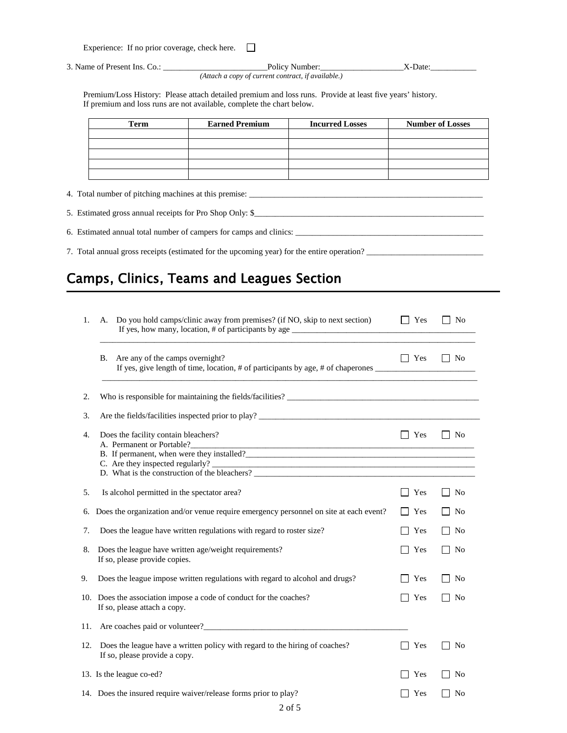Experience: If no prior coverage, check here. ☐

3. Name of Present Ins. Co.: _________________________Policy Number:____________________X-Date:___________

*(Attach a copy of current contract, if available.)*

Premium/Loss History: Please attach detailed premium and loss runs. Provide at least five years' history. If premium and loss runs are not available, complete the chart below.

| Term | Earned Premium | Incurred Losses | Number of Losses |
|---|---|---|---|
| | | | |
| | | | |
| | | | |
| | | | |
| | | | |

4. Total number of pitching machines at this premise: ___________________________________________________________

5. Estimated gross annual receipts for Pro Shop Only: $__________________________________________________________

6. Estimated annual total number of campers for camps and clinics: _______________________________________________

7. Total annual gross receipts (estimated for the upcoming year) for the entire operation? ____________________________

## Camps, Clinics, Teams and Leagues Section

1. A. Do you hold camps/clinic away from premises? (if NO, skip to next section) ☐ Yes ☐ No
   If yes, how many, location, # of participants by age _____________________________________________
   ___________________________________________________________________________________________

   B. Are any of the camps overnight? ☐ Yes ☐ No
   If yes, give length of time, location, # of participants by age, # of chaperones ________________________
   ___________________________________________________________________________________________

2. Who is responsible for maintaining the fields/facilities? ________________________________________________

3. Are the fields/facilities inspected prior to play? ______________________________________________________

4. Does the facility contain bleachers? ☐ Yes ☐ No
   A. Permanent or Portable?_______________________________________________________________________
   B. If permanent, when were they installed?_________________________________________________________
   C. Are they inspected regularly? _________________________________________________________________
   D. What is the construction of the bleachers? ______________________________________________________

5. Is alcohol permitted in the spectator area? ☐ Yes ☐ No

6. Does the organization and/or venue require emergency personnel on site at each event? ☐ Yes ☐ No

7. Does the league have written regulations with regard to roster size? ☐ Yes ☐ No

8. Does the league have written age/weight requirements? ☐ Yes ☐ No
   If so, please provide copies.

9. Does the league impose written regulations with regard to alcohol and drugs? ☐ Yes ☐ No

10. Does the association impose a code of conduct for the coaches? ☐ Yes ☐ No
    If so, please attach a copy.

11. Are coaches paid or volunteer?___________________________________________________

12. Does the league have a written policy with regard to the hiring of coaches? ☐ Yes ☐ No
    If so, please provide a copy.

13. Is the league co-ed? ☐ Yes ☐ No

14. Does the insured require waiver/release forms prior to play? ☐ Yes ☐ No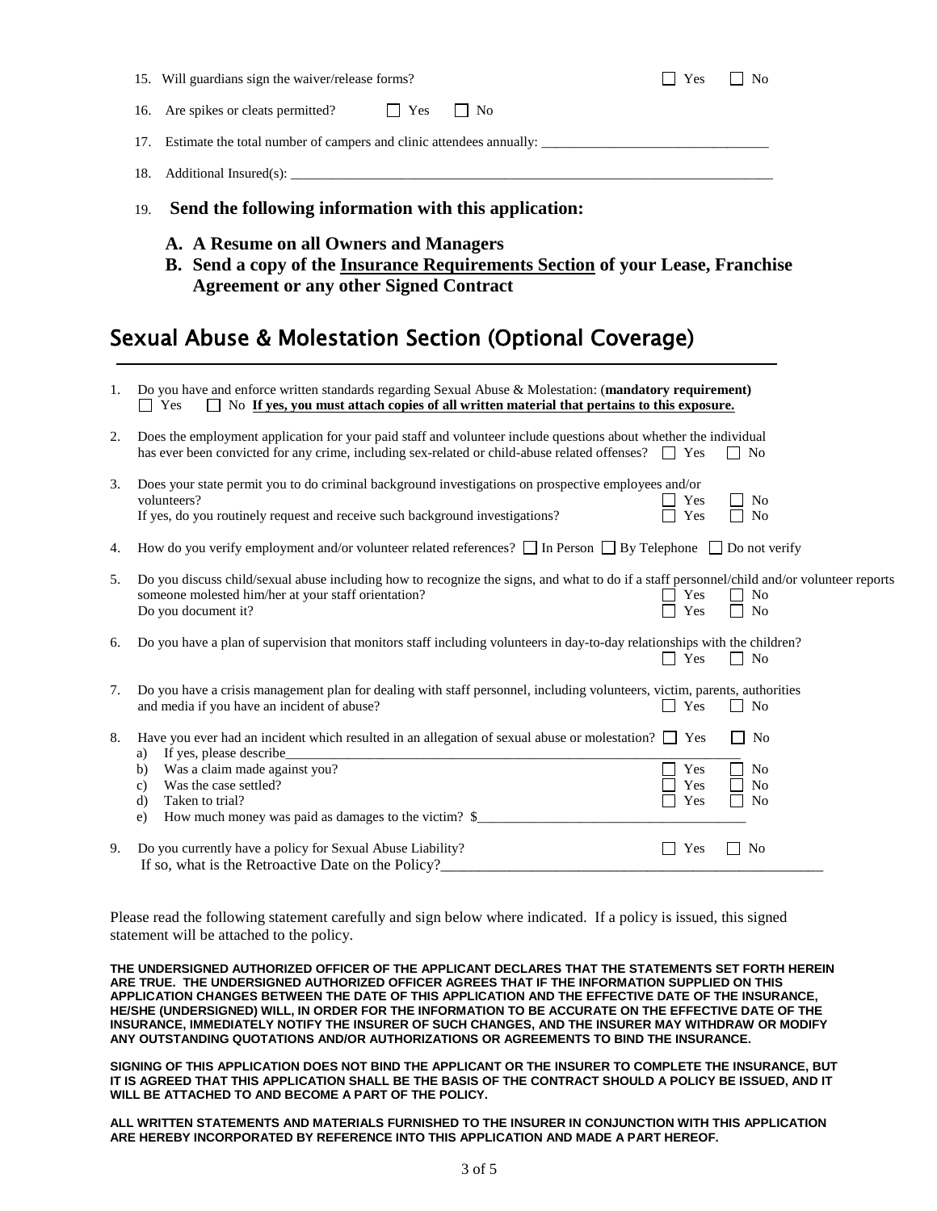15. Will guardians sign the waiver/release forms? ☐ Yes ☐ No

16. Are spikes or cleats permitted? ☐ Yes ☐ No

17. Estimate the total number of campers and clinic attendees annually: _______________________________

18. Additional Insured(s): _______________________________________________________________________

19. **Send the following information with this application:**

    **A. A Resume on all Owners and Managers**

    **B. Send a copy of the <u>Insurance Requirements Section</u> of your Lease, Franchise Agreement or any other Signed Contract**

## Sexual Abuse & Molestation Section (Optional Coverage)

1. Do you have and enforce written standards regarding Sexual Abuse & Molestation: (**mandatory requirement)**
   ☐ Yes ☐ No **<u>If yes, you must attach copies of all written material that pertains to this exposure.</u>**

2. Does the employment application for your paid staff and volunteer include questions about whether the individual has ever been convicted for any crime, including sex-related or child-abuse related offenses? ☐ Yes ☐ No

3. Does your state permit you to do criminal background investigations on prospective employees and/or volunteers? ☐ Yes ☐ No
   If yes, do you routinely request and receive such background investigations? ☐ Yes ☐ No

4. How do you verify employment and/or volunteer related references? ☐ In Person ☐ By Telephone ☐ Do not verify

5. Do you discuss child/sexual abuse including how to recognize the signs, and what to do if a staff personnel/child and/or volunteer reports someone molested him/her at your staff orientation? ☐ Yes ☐ No
   Do you document it? ☐ Yes ☐ No

6. Do you have a plan of supervision that monitors staff including volunteers in day-to-day relationships with the children? ☐ Yes ☐ No

7. Do you have a crisis management plan for dealing with staff personnel, including volunteers, victim, parents, authorities and media if you have an incident of abuse? ☐ Yes ☐ No

8. Have you ever had an incident which resulted in an allegation of sexual abuse or molestation? ☐ Yes ☐ No
   a) If yes, please describe_______________________________________________________________
   b) Was a claim made against you? ☐ Yes ☐ No
   c) Was the case settled? ☐ Yes ☐ No
   d) Taken to trial? ☐ Yes ☐ No
   e) How much money was paid as damages to the victim? $_________________________________

9. Do you currently have a policy for Sexual Abuse Liability? ☐ Yes ☐ No
   If so, what is the Retroactive Date on the Policy?_______________________________________________

Please read the following statement carefully and sign below where indicated. If a policy is issued, this signed statement will be attached to the policy.

**THE UNDERSIGNED AUTHORIZED OFFICER OF THE APPLICANT DECLARES THAT THE STATEMENTS SET FORTH HEREIN ARE TRUE. THE UNDERSIGNED AUTHORIZED OFFICER AGREES THAT IF THE INFORMATION SUPPLIED ON THIS APPLICATION CHANGES BETWEEN THE DATE OF THIS APPLICATION AND THE EFFECTIVE DATE OF THE INSURANCE, HE/SHE (UNDERSIGNED) WILL, IN ORDER FOR THE INFORMATION TO BE ACCURATE ON THE EFFECTIVE DATE OF THE INSURANCE, IMMEDIATELY NOTIFY THE INSURER OF SUCH CHANGES, AND THE INSURER MAY WITHDRAW OR MODIFY ANY OUTSTANDING QUOTATIONS AND/OR AUTHORIZATIONS OR AGREEMENTS TO BIND THE INSURANCE.**

**SIGNING OF THIS APPLICATION DOES NOT BIND THE APPLICANT OR THE INSURER TO COMPLETE THE INSURANCE, BUT IT IS AGREED THAT THIS APPLICATION SHALL BE THE BASIS OF THE CONTRACT SHOULD A POLICY BE ISSUED, AND IT WILL BE ATTACHED TO AND BECOME A PART OF THE POLICY.**

**ALL WRITTEN STATEMENTS AND MATERIALS FURNISHED TO THE INSURER IN CONJUNCTION WITH THIS APPLICATION ARE HEREBY INCORPORATED BY REFERENCE INTO THIS APPLICATION AND MADE A PART HEREOF.**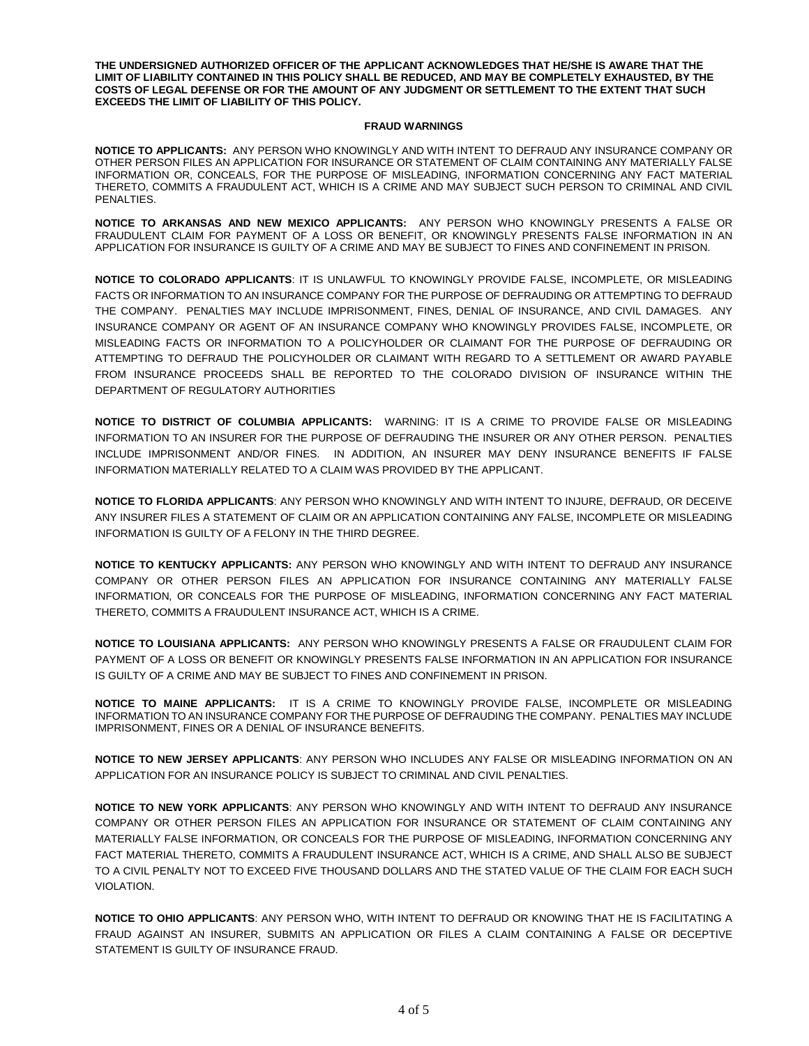**THE UNDERSIGNED AUTHORIZED OFFICER OF THE APPLICANT ACKNOWLEDGES THAT HE/SHE IS AWARE THAT THE LIMIT OF LIABILITY CONTAINED IN THIS POLICY SHALL BE REDUCED, AND MAY BE COMPLETELY EXHAUSTED, BY THE COSTS OF LEGAL DEFENSE OR FOR THE AMOUNT OF ANY JUDGMENT OR SETTLEMENT TO THE EXTENT THAT SUCH EXCEEDS THE LIMIT OF LIABILITY OF THIS POLICY.**

## FRAUD WARNINGS

**NOTICE TO APPLICANTS:** ANY PERSON WHO KNOWINGLY AND WITH INTENT TO DEFRAUD ANY INSURANCE COMPANY OR OTHER PERSON FILES AN APPLICATION FOR INSURANCE OR STATEMENT OF CLAIM CONTAINING ANY MATERIALLY FALSE INFORMATION OR, CONCEALS, FOR THE PURPOSE OF MISLEADING, INFORMATION CONCERNING ANY FACT MATERIAL THERETO, COMMITS A FRAUDULENT ACT, WHICH IS A CRIME AND MAY SUBJECT SUCH PERSON TO CRIMINAL AND CIVIL PENALTIES.

**NOTICE TO ARKANSAS AND NEW MEXICO APPLICANTS:** ANY PERSON WHO KNOWINGLY PRESENTS A FALSE OR FRAUDULENT CLAIM FOR PAYMENT OF A LOSS OR BENEFIT, OR KNOWINGLY PRESENTS FALSE INFORMATION IN AN APPLICATION FOR INSURANCE IS GUILTY OF A CRIME AND MAY BE SUBJECT TO FINES AND CONFINEMENT IN PRISON.

**NOTICE TO COLORADO APPLICANTS**: IT IS UNLAWFUL TO KNOWINGLY PROVIDE FALSE, INCOMPLETE, OR MISLEADING FACTS OR INFORMATION TO AN INSURANCE COMPANY FOR THE PURPOSE OF DEFRAUDING OR ATTEMPTING TO DEFRAUD THE COMPANY. PENALTIES MAY INCLUDE IMPRISONMENT, FINES, DENIAL OF INSURANCE, AND CIVIL DAMAGES. ANY INSURANCE COMPANY OR AGENT OF AN INSURANCE COMPANY WHO KNOWINGLY PROVIDES FALSE, INCOMPLETE, OR MISLEADING FACTS OR INFORMATION TO A POLICYHOLDER OR CLAIMANT FOR THE PURPOSE OF DEFRAUDING OR ATTEMPTING TO DEFRAUD THE POLICYHOLDER OR CLAIMANT WITH REGARD TO A SETTLEMENT OR AWARD PAYABLE FROM INSURANCE PROCEEDS SHALL BE REPORTED TO THE COLORADO DIVISION OF INSURANCE WITHIN THE DEPARTMENT OF REGULATORY AUTHORITIES

**NOTICE TO DISTRICT OF COLUMBIA APPLICANTS:** WARNING: IT IS A CRIME TO PROVIDE FALSE OR MISLEADING INFORMATION TO AN INSURER FOR THE PURPOSE OF DEFRAUDING THE INSURER OR ANY OTHER PERSON. PENALTIES INCLUDE IMPRISONMENT AND/OR FINES. IN ADDITION, AN INSURER MAY DENY INSURANCE BENEFITS IF FALSE INFORMATION MATERIALLY RELATED TO A CLAIM WAS PROVIDED BY THE APPLICANT.

**NOTICE TO FLORIDA APPLICANTS**: ANY PERSON WHO KNOWINGLY AND WITH INTENT TO INJURE, DEFRAUD, OR DECEIVE ANY INSURER FILES A STATEMENT OF CLAIM OR AN APPLICATION CONTAINING ANY FALSE, INCOMPLETE OR MISLEADING INFORMATION IS GUILTY OF A FELONY IN THE THIRD DEGREE.

**NOTICE TO KENTUCKY APPLICANTS:** ANY PERSON WHO KNOWINGLY AND WITH INTENT TO DEFRAUD ANY INSURANCE COMPANY OR OTHER PERSON FILES AN APPLICATION FOR INSURANCE CONTAINING ANY MATERIALLY FALSE INFORMATION, OR CONCEALS FOR THE PURPOSE OF MISLEADING, INFORMATION CONCERNING ANY FACT MATERIAL THERETO, COMMITS A FRAUDULENT INSURANCE ACT, WHICH IS A CRIME.

**NOTICE TO LOUISIANA APPLICANTS:** ANY PERSON WHO KNOWINGLY PRESENTS A FALSE OR FRAUDULENT CLAIM FOR PAYMENT OF A LOSS OR BENEFIT OR KNOWINGLY PRESENTS FALSE INFORMATION IN AN APPLICATION FOR INSURANCE IS GUILTY OF A CRIME AND MAY BE SUBJECT TO FINES AND CONFINEMENT IN PRISON.

**NOTICE TO MAINE APPLICANTS:** IT IS A CRIME TO KNOWINGLY PROVIDE FALSE, INCOMPLETE OR MISLEADING INFORMATION TO AN INSURANCE COMPANY FOR THE PURPOSE OF DEFRAUDING THE COMPANY. PENALTIES MAY INCLUDE IMPRISONMENT, FINES OR A DENIAL OF INSURANCE BENEFITS.

**NOTICE TO NEW JERSEY APPLICANTS**: ANY PERSON WHO INCLUDES ANY FALSE OR MISLEADING INFORMATION ON AN APPLICATION FOR AN INSURANCE POLICY IS SUBJECT TO CRIMINAL AND CIVIL PENALTIES.

**NOTICE TO NEW YORK APPLICANTS**: ANY PERSON WHO KNOWINGLY AND WITH INTENT TO DEFRAUD ANY INSURANCE COMPANY OR OTHER PERSON FILES AN APPLICATION FOR INSURANCE OR STATEMENT OF CLAIM CONTAINING ANY MATERIALLY FALSE INFORMATION, OR CONCEALS FOR THE PURPOSE OF MISLEADING, INFORMATION CONCERNING ANY FACT MATERIAL THERETO, COMMITS A FRAUDULENT INSURANCE ACT, WHICH IS A CRIME, AND SHALL ALSO BE SUBJECT TO A CIVIL PENALTY NOT TO EXCEED FIVE THOUSAND DOLLARS AND THE STATED VALUE OF THE CLAIM FOR EACH SUCH VIOLATION.

**NOTICE TO OHIO APPLICANTS**: ANY PERSON WHO, WITH INTENT TO DEFRAUD OR KNOWING THAT HE IS FACILITATING A FRAUD AGAINST AN INSURER, SUBMITS AN APPLICATION OR FILES A CLAIM CONTAINING A FALSE OR DECEPTIVE STATEMENT IS GUILTY OF INSURANCE FRAUD.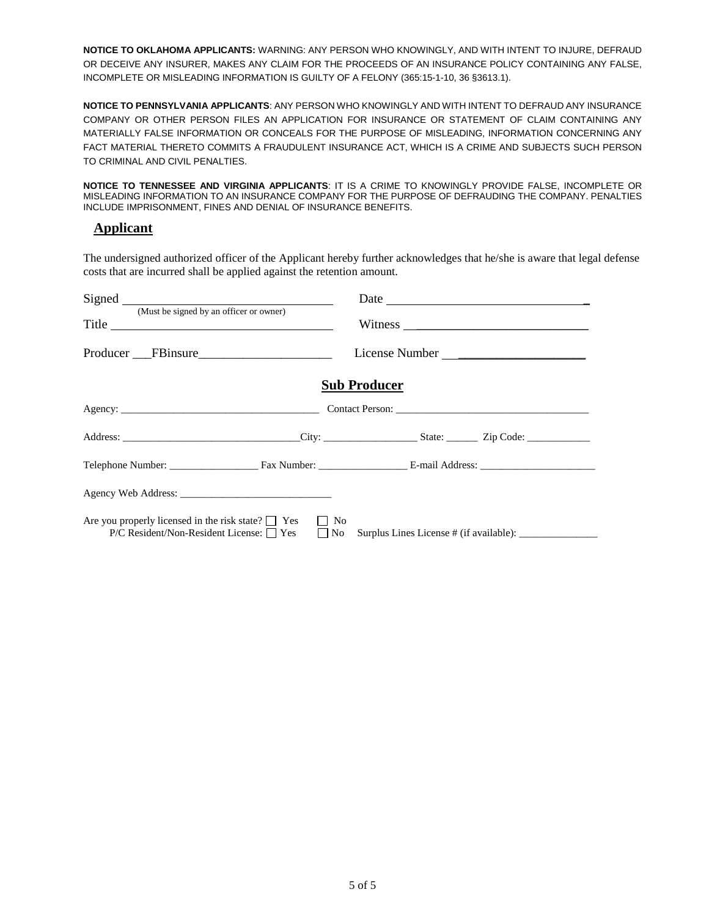**NOTICE TO OKLAHOMA APPLICANTS:** WARNING: ANY PERSON WHO KNOWINGLY, AND WITH INTENT TO INJURE, DEFRAUD OR DECEIVE ANY INSURER, MAKES ANY CLAIM FOR THE PROCEEDS OF AN INSURANCE POLICY CONTAINING ANY FALSE, INCOMPLETE OR MISLEADING INFORMATION IS GUILTY OF A FELONY (365:15-1-10, 36 §3613.1).

**NOTICE TO PENNSYLVANIA APPLICANTS**: ANY PERSON WHO KNOWINGLY AND WITH INTENT TO DEFRAUD ANY INSURANCE COMPANY OR OTHER PERSON FILES AN APPLICATION FOR INSURANCE OR STATEMENT OF CLAIM CONTAINING ANY MATERIALLY FALSE INFORMATION OR CONCEALS FOR THE PURPOSE OF MISLEADING, INFORMATION CONCERNING ANY FACT MATERIAL THERETO COMMITS A FRAUDULENT INSURANCE ACT, WHICH IS A CRIME AND SUBJECTS SUCH PERSON TO CRIMINAL AND CIVIL PENALTIES.

**NOTICE TO TENNESSEE AND VIRGINIA APPLICANTS**: IT IS A CRIME TO KNOWINGLY PROVIDE FALSE, INCOMPLETE OR MISLEADING INFORMATION TO AN INSURANCE COMPANY FOR THE PURPOSE OF DEFRAUDING THE COMPANY. PENALTIES INCLUDE IMPRISONMENT, FINES AND DENIAL OF INSURANCE BENEFITS.

## Applicant

The undersigned authorized officer of the Applicant hereby further acknowledges that he/she is aware that legal defense costs that are incurred shall be applied against the retention amount.

Signed ____________________________________ Date ________________________________
(Must be signed by an officer or owner)

Title ____________________________________ Witness ____________________________

Producer ___FBinsure_____________________ License Number ____________________

## Sub Producer

Agency: ______________________________________ Contact Person: ____________________________________

Address: ________________________________City: __________________ State: ______ Zip Code: ____________

Telephone Number: _________________ Fax Number: _________________ E-mail Address: ______________________

Agency Web Address: _____________________________

Are you properly licensed in the risk state? ☐ Yes ☐ No
P/C Resident/Non-Resident License: ☐ Yes ☐ No Surplus Lines License # (if available): _______________